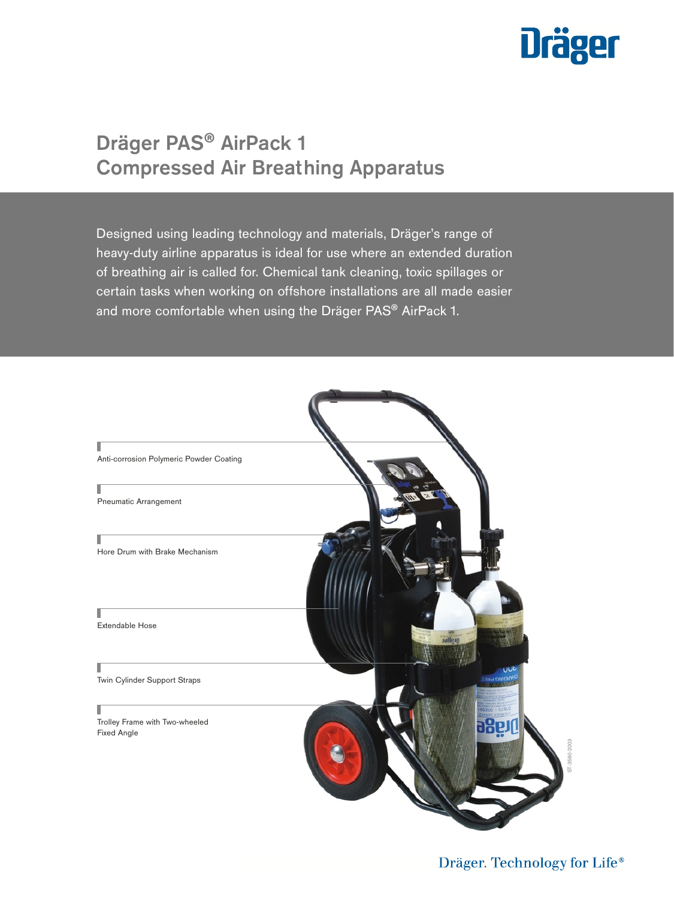# Dräger PAS® AirPack 1 Compressed Air Breathing Apparatus

Designed using leading technology and materials, Dräger's range of heavy-duty airline apparatus is ideal for use where an extended duration of breathing air is called for. Chemical tank cleaning, toxic spillages or certain tasks when working on offshore installations are all made easier and more comfortable when using the Dräger PAS® AirPack 1.

Anti-corrosion Polymeric Powder Coating

Pneumatic Arrangement

Hore Drum with Brake Mechanism

Extendable Hose

Twin Cylinder Support Straps

Trolley Frame with Two-wheeled Fixed Angle

ST-3560-2003

Dräger. Technology for Life®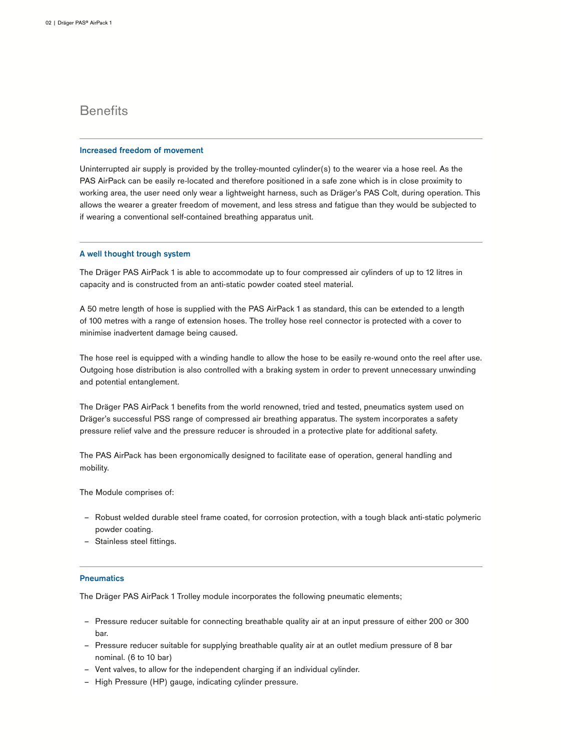## Benefits

### Increased freedom of movement

Uninterrupted air supply is provided by the trolley-mounted cylinder(s) to the wearer via a hose reel. As the PAS AirPack can be easily re-located and therefore positioned in a safe zone which is in close proximity to working area, the user need only wear a lightweight harness, such as Dräger's PAS Colt, during operation. This allows the wearer a greater freedom of movement, and less stress and fatigue than they would be subjected to if wearing a conventional self-contained breathing apparatus unit.

### A well thought trough system

The Dräger PAS AirPack 1 is able to accommodate up to four compressed air cylinders of up to 12 litres in capacity and is constructed from an anti-static powder coated steel material.

A 50 metre length of hose is supplied with the PAS AirPack 1 as standard, this can be extended to a length of 100 metres with a range of extension hoses. The trolley hose reel connector is protected with a cover to minimise inadvertent damage being caused.

The hose reel is equipped with a winding handle to allow the hose to be easily re-wound onto the reel after use. Outgoing hose distribution is also controlled with a braking system in order to prevent unnecessary unwinding and potential entanglement.

The Dräger PAS AirPack 1 benefits from the world renowned, tried and tested, pneumatics system used on Dräger's successful PSS range of compressed air breathing apparatus. The system incorporates a safety pressure relief valve and the pressure reducer is shrouded in a protective plate for additional safety.

The PAS AirPack has been ergonomically designed to facilitate ease of operation, general handling and mobility.

The Module comprises of:

- Robust welded durable steel frame coated, for corrosion protection, with a tough black anti-static polymeric powder coating.
- Stainless steel fittings.

### Pneumatics

The Dräger PAS AirPack 1 Trolley module incorporates the following pneumatic elements;

- Pressure reducer suitable for connecting breathable quality air at an input pressure of either 200 or 300 bar.
- Pressure reducer suitable for supplying breathable quality air at an outlet medium pressure of 8 bar nominal. (6 to 10 bar)
- Vent valves, to allow for the independent charging if an individual cylinder.
- High Pressure (HP) gauge, indicating cylinder pressure.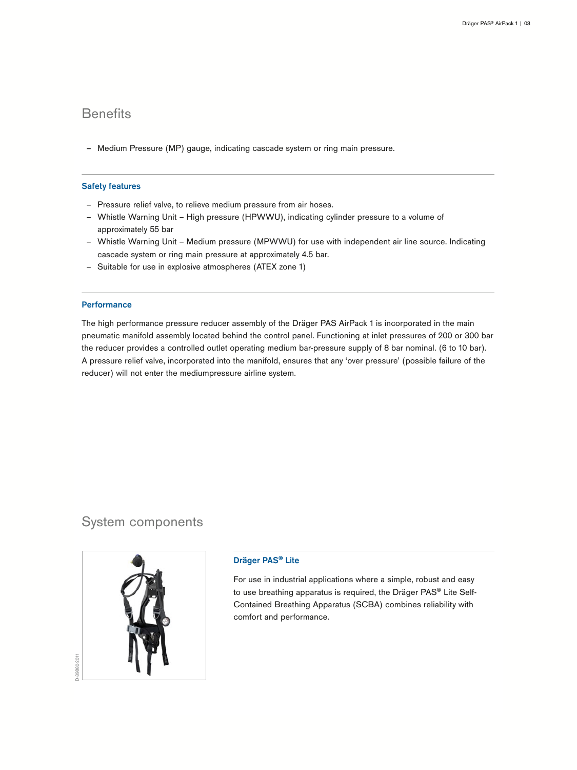## Benefits

– Medium Pressure (MP) gauge, indicating cascade system or ring main pressure.

### Safety features

– Pressure relief valve, to relieve medium pressure from air hoses.
– Whistle Warning Unit – High pressure (HPWWU), indicating cylinder pressure to a volume of approximately 55 bar
– Whistle Warning Unit – Medium pressure (MPWWU) for use with independent air line source. Indicating cascade system or ring main pressure at approximately 4.5 bar.
– Suitable for use in explosive atmospheres (ATEX zone 1)

### Performance

The high performance pressure reducer assembly of the Dräger PAS AirPack 1 is incorporated in the main pneumatic manifold assembly located behind the control panel. Functioning at inlet pressures of 200 or 300 bar the reducer provides a controlled outlet operating medium bar-pressure supply of 8 bar nominal. (6 to 10 bar). A pressure relief valve, incorporated into the manifold, ensures that any 'over pressure' (possible failure of the reducer) will not enter the mediumpressure airline system.

## System components

D-39880-2011

### Dräger PAS® Lite

For use in industrial applications where a simple, robust and easy to use breathing apparatus is required, the Dräger PAS® Lite Self-Contained Breathing Apparatus (SCBA) combines reliability with comfort and performance.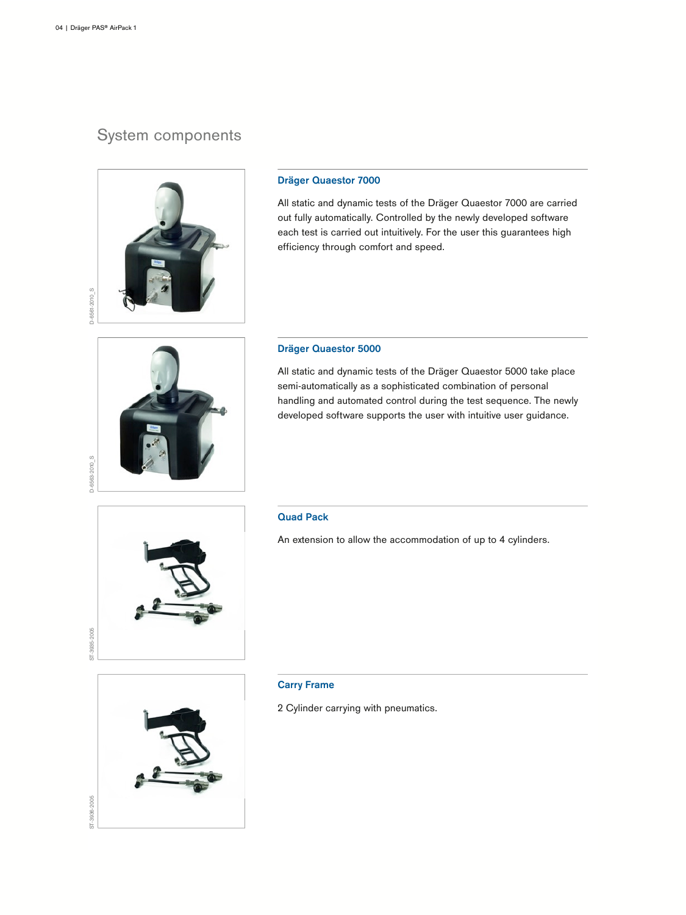# System components

D-6561-2010_S

### Dräger Quaestor 7000

All static and dynamic tests of the Dräger Quaestor 7000 are carried out fully automatically. Controlled by the newly developed software each test is carried out intuitively. For the user this guarantees high efficiency through comfort and speed.

D-6563-2010_S

### Dräger Quaestor 5000

All static and dynamic tests of the Dräger Quaestor 5000 take place semi-automatically as a sophisticated combination of personal handling and automated control during the test sequence. The newly developed software supports the user with intuitive user guidance.

ST-3935-2005

### Quad Pack

An extension to allow the accommodation of up to 4 cylinders.

ST-3936-2005

### Carry Frame

2 Cylinder carrying with pneumatics.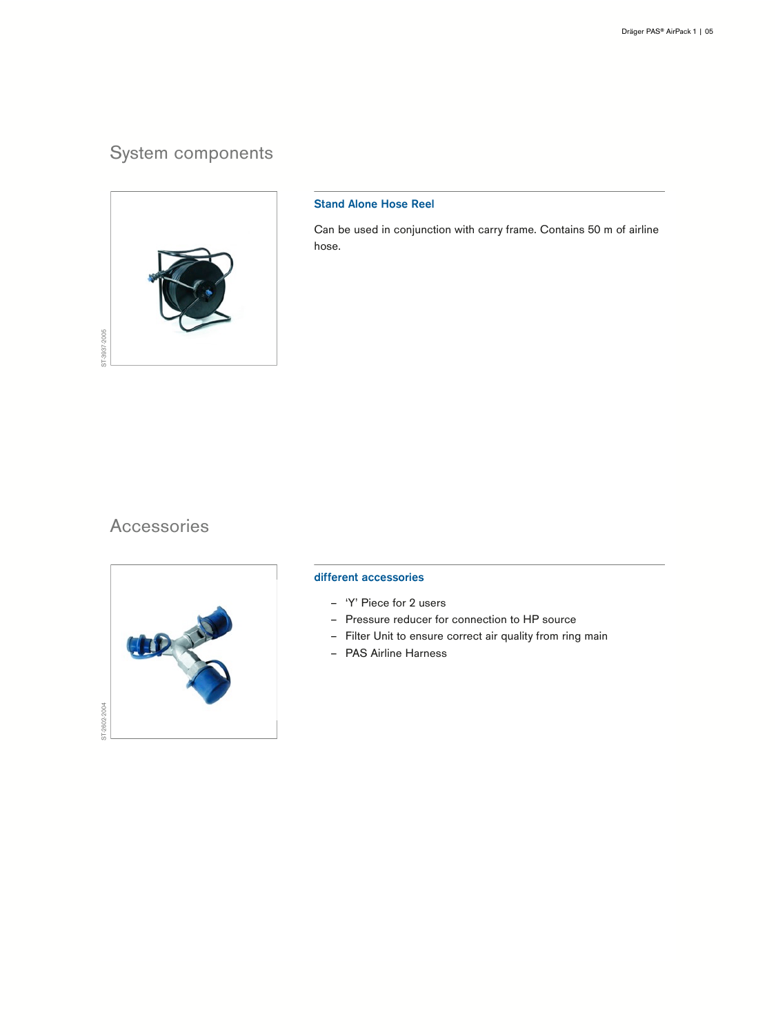## System components

### Stand Alone Hose Reel

Can be used in conjunction with carry frame. Contains 50 m of airline hose.

ST-3937-2005

## Accessories

### different accessories

- 'Y' Piece for 2 users
- Pressure reducer for connection to HP source
- Filter Unit to ensure correct air quality from ring main
- PAS Airline Harness

ST-2602-2004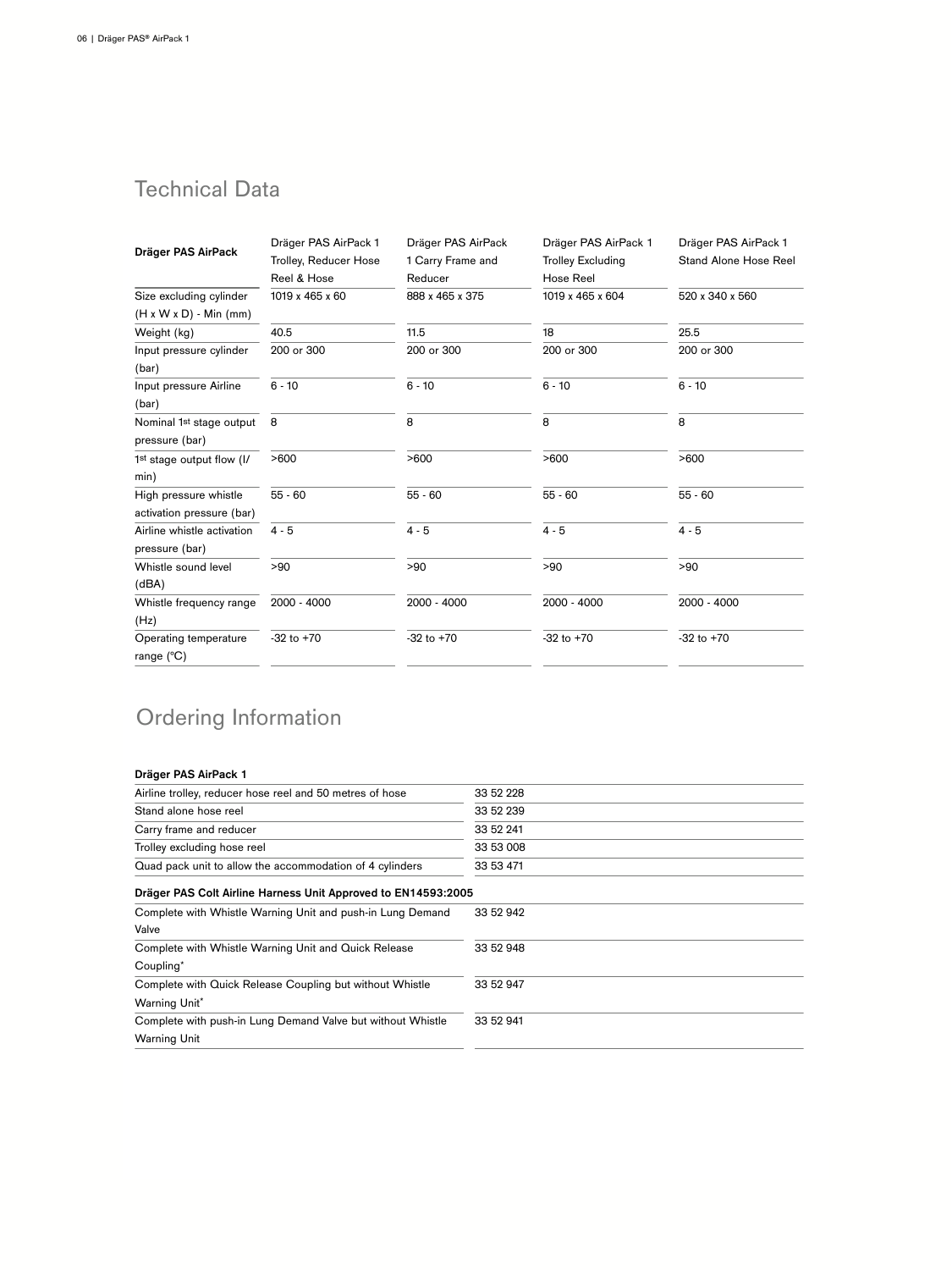## Technical Data

| Dräger PAS AirPack | Dräger PAS AirPack 1 Trolley, Reducer Hose Reel & Hose | Dräger PAS AirPack 1 Carry Frame and Reducer | Dräger PAS AirPack 1 Trolley Excluding Hose Reel | Dräger PAS AirPack 1 Stand Alone Hose Reel |
|---|---|---|---|---|
| Size excluding cylinder (H x W x D) - Min (mm) | 1019 x 465 x 60 | 888 x 465 x 375 | 1019 x 465 x 604 | 520 x 340 x 560 |
| Weight (kg) | 40.5 | 11.5 | 18 | 25.5 |
| Input pressure cylinder (bar) | 200 or 300 | 200 or 300 | 200 or 300 | 200 or 300 |
| Input pressure Airline (bar) | 6 - 10 | 6 - 10 | 6 - 10 | 6 - 10 |
| Nominal 1st stage output pressure (bar) | 8 | 8 | 8 | 8 |
| 1st stage output flow (l/min) | >600 | >600 | >600 | >600 |
| High pressure whistle activation pressure (bar) | 55 - 60 | 55 - 60 | 55 - 60 | 55 - 60 |
| Airline whistle activation pressure (bar) | 4 - 5 | 4 - 5 | 4 - 5 | 4 - 5 |
| Whistle sound level (dBA) | >90 | >90 | >90 | >90 |
| Whistle frequency range (Hz) | 2000 - 4000 | 2000 - 4000 | 2000 - 4000 | 2000 - 4000 |
| Operating temperature range (°C) | -32 to +70 | -32 to +70 | -32 to +70 | -32 to +70 |

## Ordering Information

| **Dräger PAS AirPack 1** | |
|---|---|
| Airline trolley, reducer hose reel and 50 metres of hose | 33 52 228 |
| Stand alone hose reel | 33 52 239 |
| Carry frame and reducer | 33 52 241 |
| Trolley excluding hose reel | 33 53 008 |
| Quad pack unit to allow the accommodation of 4 cylinders | 33 53 471 |
| **Dräger PAS Colt Airline Harness Unit Approved to EN14593:2005** | |
| Complete with Whistle Warning Unit and push-in Lung Demand Valve | 33 52 942 |
| Complete with Whistle Warning Unit and Quick Release Coupling* | 33 52 948 |
| Complete with Quick Release Coupling but without Whistle Warning Unit* | 33 52 947 |
| Complete with push-in Lung Demand Valve but without Whistle Warning Unit | 33 52 941 |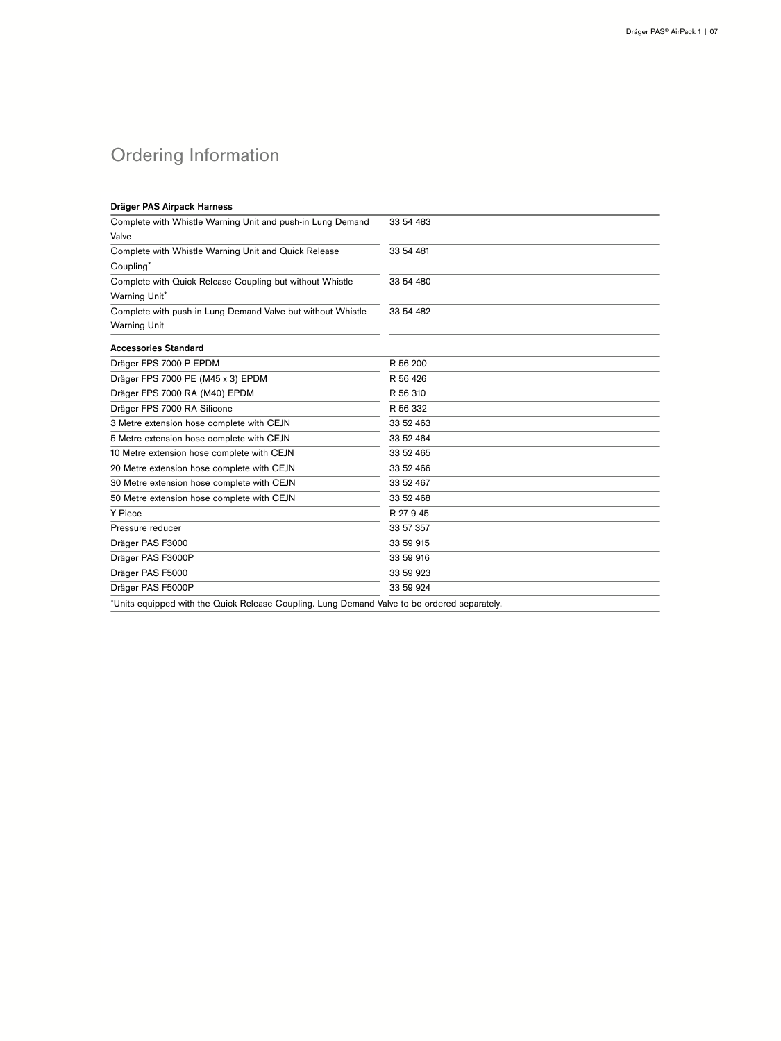# Ordering Information

| Dräger PAS Airpack Harness | |
|---|---|
| Complete with Whistle Warning Unit and push-in Lung Demand Valve | 33 54 483 |
| Complete with Whistle Warning Unit and Quick Release Coupling* | 33 54 481 |
| Complete with Quick Release Coupling but without Whistle Warning Unit* | 33 54 480 |
| Complete with push-in Lung Demand Valve but without Whistle Warning Unit | 33 54 482 |
| **Accessories Standard** | |
| Dräger FPS 7000 P EPDM | R 56 200 |
| Dräger FPS 7000 PE (M45 x 3) EPDM | R 56 426 |
| Dräger FPS 7000 RA (M40) EPDM | R 56 310 |
| Dräger FPS 7000 RA Silicone | R 56 332 |
| 3 Metre extension hose complete with CEJN | 33 52 463 |
| 5 Metre extension hose complete with CEJN | 33 52 464 |
| 10 Metre extension hose complete with CEJN | 33 52 465 |
| 20 Metre extension hose complete with CEJN | 33 52 466 |
| 30 Metre extension hose complete with CEJN | 33 52 467 |
| 50 Metre extension hose complete with CEJN | 33 52 468 |
| Y Piece | R 27 9 45 |
| Pressure reducer | 33 57 357 |
| Dräger PAS F3000 | 33 59 915 |
| Dräger PAS F3000P | 33 59 916 |
| Dräger PAS F5000 | 33 59 923 |
| Dräger PAS F5000P | 33 59 924 |

*Units equipped with the Quick Release Coupling. Lung Demand Valve to be ordered separately.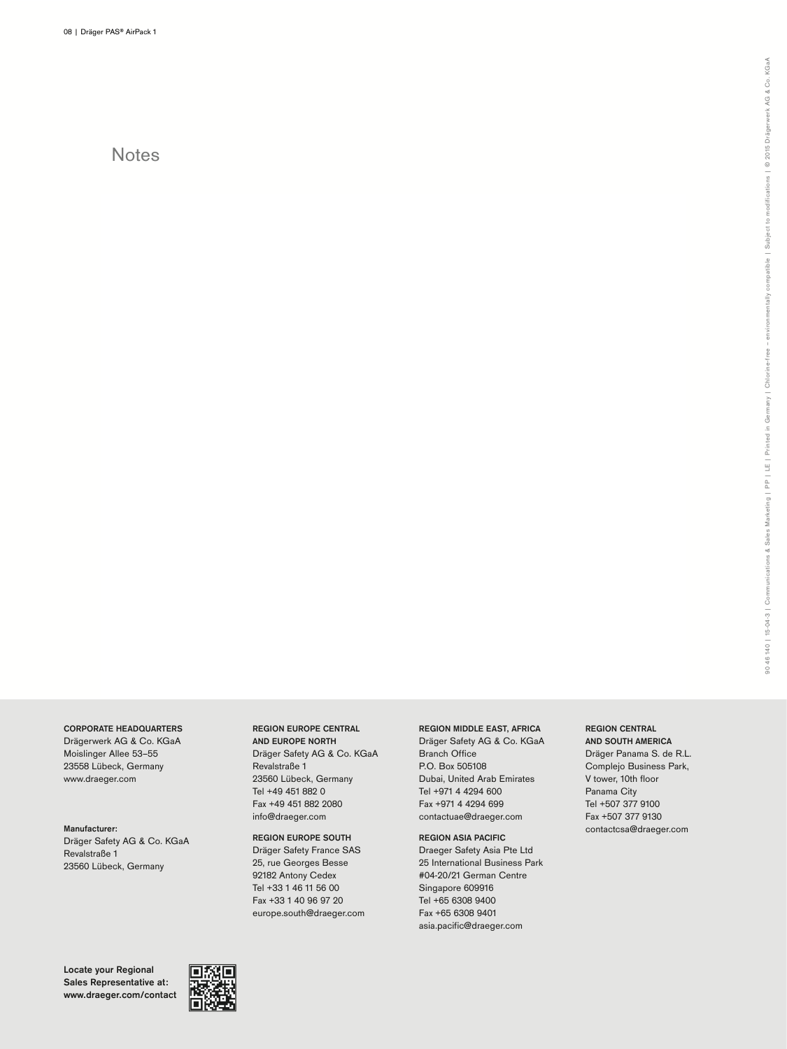## Notes

**CORPORATE HEADQUARTERS**
Drägerwerk AG & Co. KGaA
Moislinger Allee 53–55
23558 Lübeck, Germany
www.draeger.com

**Manufacturer:**
Dräger Safety AG & Co. KGaA
Revalstraße 1
23560 Lübeck, Germany

**REGION EUROPE CENTRAL AND EUROPE NORTH**
Dräger Safety AG & Co. KGaA
Revalstraße 1
23560 Lübeck, Germany
Tel +49 451 882 0
Fax +49 451 882 2080
info@draeger.com

**REGION EUROPE SOUTH**
Dräger Safety France SAS
25, rue Georges Besse
92182 Antony Cedex
Tel +33 1 46 11 56 00
Fax +33 1 40 96 97 20
europe.south@draeger.com

**REGION MIDDLE EAST, AFRICA**
Dräger Safety AG & Co. KGaA
Branch Office
P.O. Box 505108
Dubai, United Arab Emirates
Tel +971 4 4294 600
Fax +971 4 4294 699
contactuae@draeger.com

**REGION ASIA PACIFIC**
Draeger Safety Asia Pte Ltd
25 International Business Park
#04-20/21 German Centre
Singapore 609916
Tel +65 6308 9400
Fax +65 6308 9401
asia.pacific@draeger.com

**REGION CENTRAL AND SOUTH AMERICA**
Dräger Panama S. de R.L.
Complejo Business Park,
V tower, 10th floor
Panama City
Tel +507 377 9100
Fax +507 377 9130
contactcsa@draeger.com

**Locate your Regional Sales Representative at: www.draeger.com/contact**

90 46 140 | 15-04-3 | Communications & Sales Marketing | PP | LE | Printed in Germany | Chlorine-free – environmentally compatible | Subject to modifications | © 2015 Drägerwerk AG & Co. KGaA